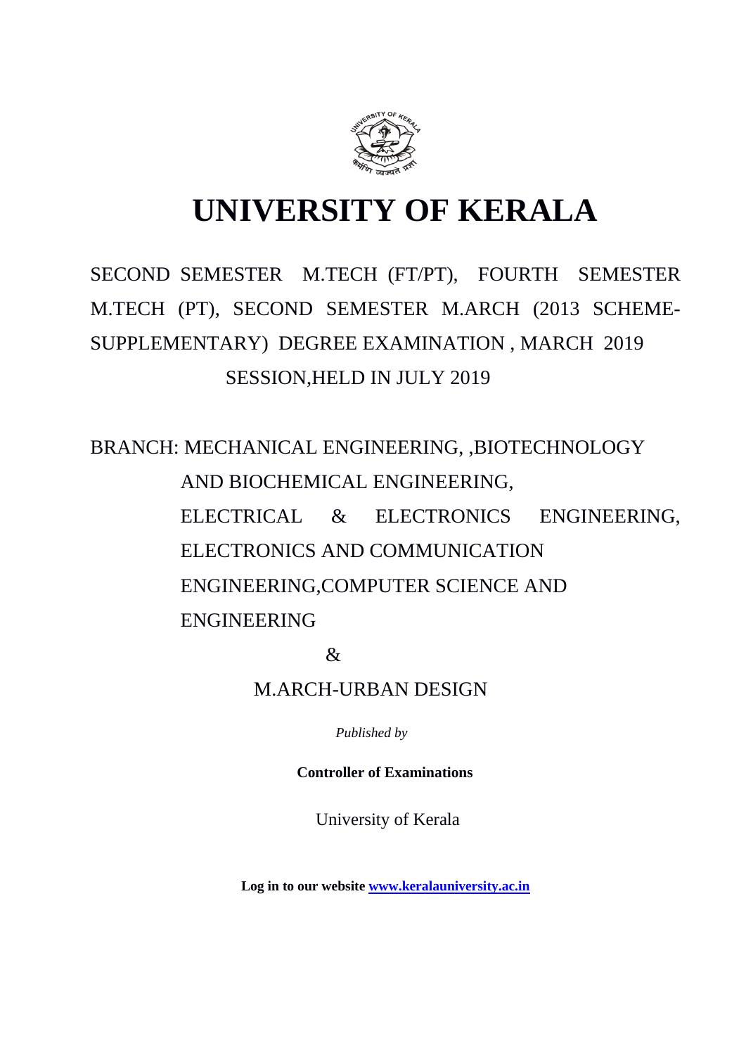# UNIVERSITY OF KERALA

SECOND SEMESTER M.TECH (FT/PT), FOURTH SEMESTER M.TECH (PT), SECOND SEMESTER M.ARCH (2013 SCHEME-SUPPLEMENTARY) DEGREE EXAMINATION , MARCH 2019 SESSION,HELD IN JULY 2019

BRANCH: MECHANICAL ENGINEERING, ,BIOTECHNOLOGY AND BIOCHEMICAL ENGINEERING, ELECTRICAL & ELECTRONICS ENGINEERING, ELECTRONICS AND COMMUNICATION ENGINEERING,COMPUTER SCIENCE AND ENGINEERING

&

M.ARCH-URBAN DESIGN

*Published by*

**Controller of Examinations**

University of Kerala

**Log in to our website [www.keralauniversity.ac.in](http://www.keralauniversity.ac.in)**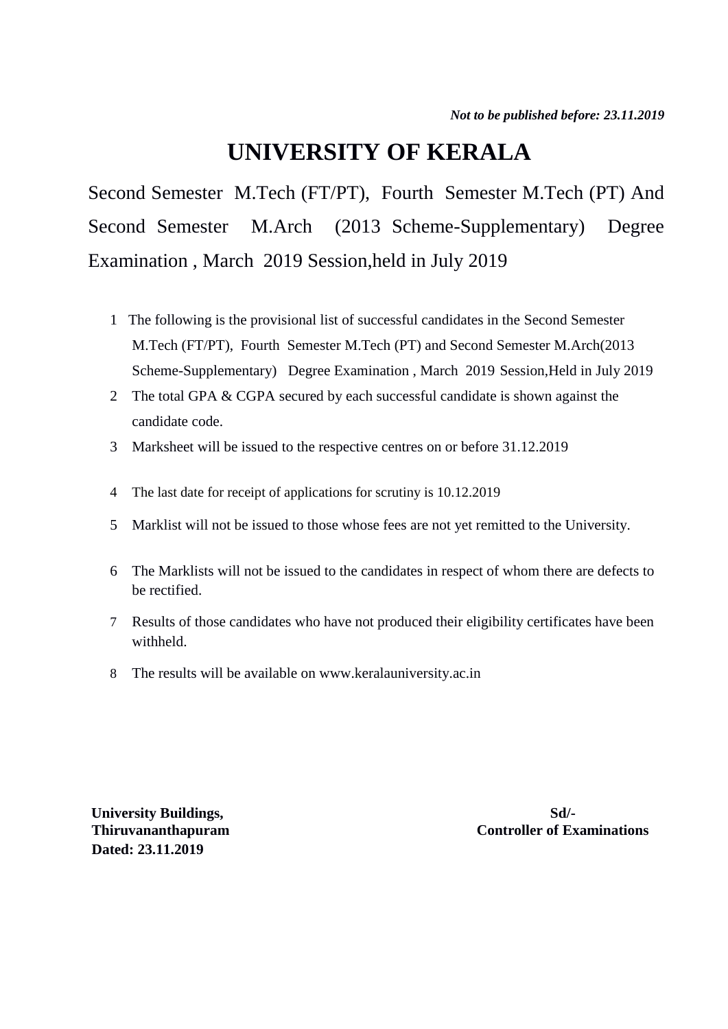*Not to be published before: 23.11.2019*

# UNIVERSITY OF KERALA

Second Semester M.Tech (FT/PT), Fourth Semester M.Tech (PT) And Second Semester M.Arch (2013 Scheme-Supplementary) Degree Examination , March 2019 Session,held in July 2019

1. The following is the provisional list of successful candidates in the Second Semester M.Tech (FT/PT), Fourth Semester M.Tech (PT) and Second Semester M.Arch(2013 Scheme-Supplementary) Degree Examination , March 2019 Session,Held in July 2019
2. The total GPA & CGPA secured by each successful candidate is shown against the candidate code.
3. Marksheet will be issued to the respective centres on or before 31.12.2019
4. The last date for receipt of applications for scrutiny is 10.12.2019
5. Marklist will not be issued to those whose fees are not yet remitted to the University.
6. The Marklists will not be issued to the candidates in respect of whom there are defects to be rectified.
7. Results of those candidates who have not produced their eligibility certificates have been withheld.
8. The results will be available on www.keralauniversity.ac.in

**University Buildings,**
**Thiruvananthapuram**
**Dated: 23.11.2019**

**Sd/-**
**Controller of Examinations**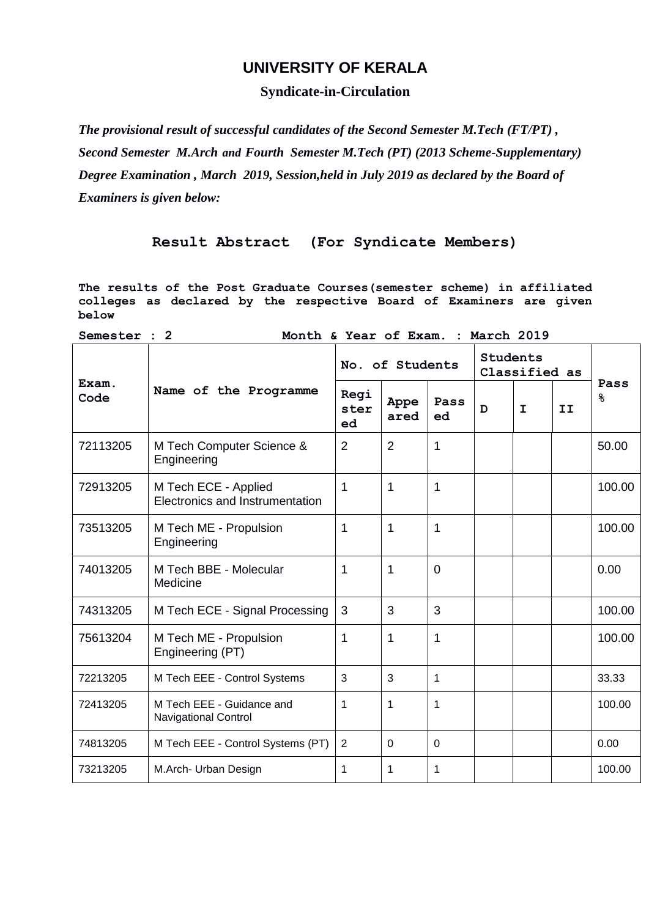# UNIVERSITY OF KERALA

## Syndicate-in-Circulation

***The provisional result of successful candidates of the Second Semester M.Tech (FT/PT) , Second Semester M.Arch and Fourth Semester M.Tech (PT) (2013 Scheme-Supplementary) Degree Examination , March 2019, Session,held in July 2019 as declared by the Board of Examiners is given below:***

### Result Abstract (For Syndicate Members)

**The results of the Post Graduate Courses(semester scheme) in affiliated colleges as declared by the respective Board of Examiners are given below**

**Semester : 2 Month & Year of Exam. : March 2019**

| Exam. Code | Name of the Programme | No. of Students | | | Students Classified as | | | Pass % |
|---|---|---|---|---|---|---|---|---|
| | | Registered | Appeared | Passed | D | I | II | |
| 72113205 | M Tech Computer Science & Engineering | 2 | 2 | 1 | | | | 50.00 |
| 72913205 | M Tech ECE - Applied Electronics and Instrumentation | 1 | 1 | 1 | | | | 100.00 |
| 73513205 | M Tech ME - Propulsion Engineering | 1 | 1 | 1 | | | | 100.00 |
| 74013205 | M Tech BBE - Molecular Medicine | 1 | 1 | 0 | | | | 0.00 |
| 74313205 | M Tech ECE - Signal Processing | 3 | 3 | 3 | | | | 100.00 |
| 75613204 | M Tech ME - Propulsion Engineering (PT) | 1 | 1 | 1 | | | | 100.00 |
| 72213205 | M Tech EEE - Control Systems | 3 | 3 | 1 | | | | 33.33 |
| 72413205 | M Tech EEE - Guidance and Navigational Control | 1 | 1 | 1 | | | | 100.00 |
| 74813205 | M Tech EEE - Control Systems (PT) | 2 | 0 | 0 | | | | 0.00 |
| 73213205 | M.Arch- Urban Design | 1 | 1 | 1 | | | | 100.00 |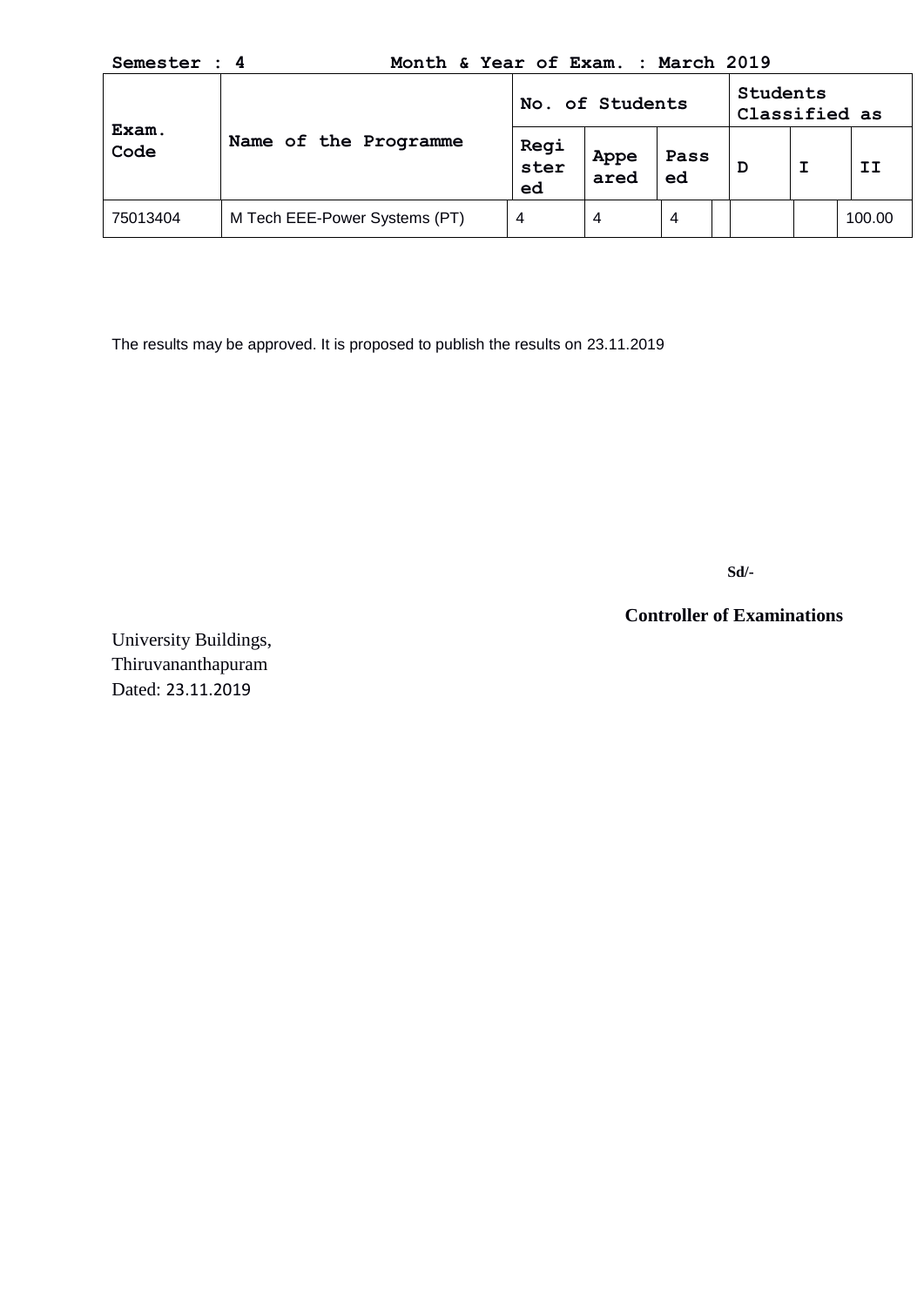**Semester : 4** **Month & Year of Exam. : March 2019**

| Exam. Code | Name of the Programme | No. of Students | | | | Students Classified as | | |
|---|---|---|---|---|---|---|---|---|
| | | Regi ster ed | Appe ared | Pass ed | | D | I | II |
| 75013404 | M Tech EEE-Power Systems (PT) | 4 | 4 | 4 | | | | 100.00 |

The results may be approved. It is proposed to publish the results on 23.11.2019

**Sd/-**

**Controller of Examinations**

University Buildings,
Thiruvananthapuram
Dated: 23.11.2019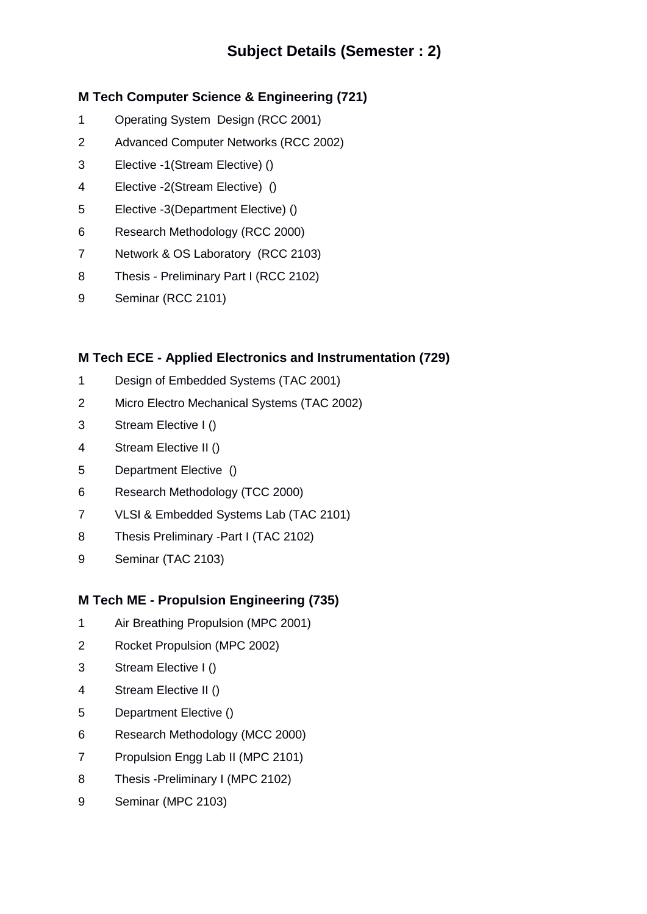# Subject Details (Semester : 2)

## M Tech Computer Science & Engineering (721)

1 Operating System Design (RCC 2001)

2 Advanced Computer Networks (RCC 2002)

3 Elective -1(Stream Elective) ()

4 Elective -2(Stream Elective) ()

5 Elective -3(Department Elective) ()

6 Research Methodology (RCC 2000)

7 Network & OS Laboratory (RCC 2103)

8 Thesis - Preliminary Part I (RCC 2102)

9 Seminar (RCC 2101)

## M Tech ECE - Applied Electronics and Instrumentation (729)

1 Design of Embedded Systems (TAC 2001)

2 Micro Electro Mechanical Systems (TAC 2002)

3 Stream Elective I ()

4 Stream Elective II ()

5 Department Elective ()

6 Research Methodology (TCC 2000)

7 VLSI & Embedded Systems Lab (TAC 2101)

8 Thesis Preliminary -Part I (TAC 2102)

9 Seminar (TAC 2103)

## M Tech ME - Propulsion Engineering (735)

1 Air Breathing Propulsion (MPC 2001)

2 Rocket Propulsion (MPC 2002)

3 Stream Elective I ()

4 Stream Elective II ()

5 Department Elective ()

6 Research Methodology (MCC 2000)

7 Propulsion Engg Lab II (MPC 2101)

8 Thesis -Preliminary I (MPC 2102)

9 Seminar (MPC 2103)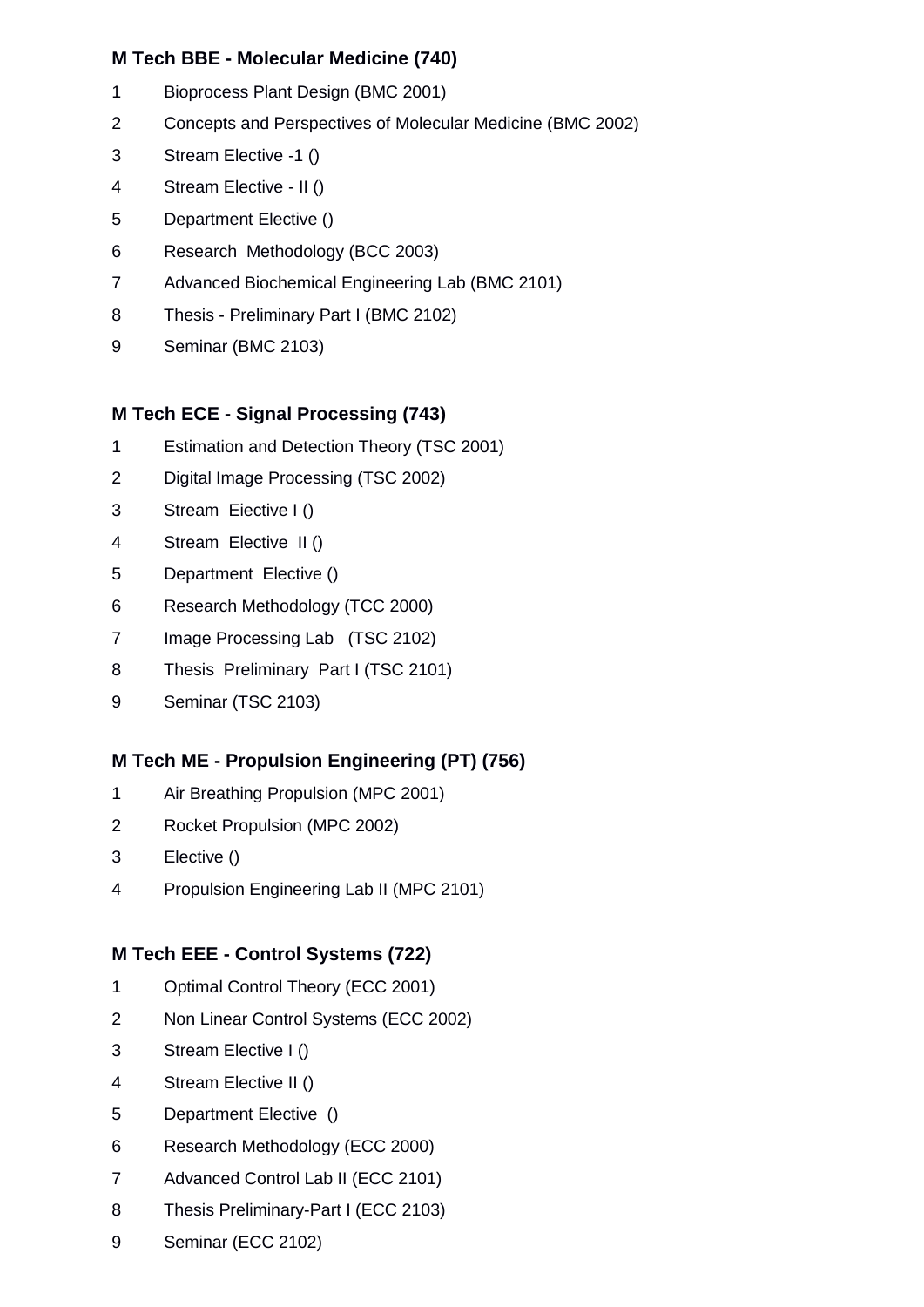**M Tech BBE - Molecular Medicine (740)**

1 Bioprocess Plant Design (BMC 2001)
2 Concepts and Perspectives of Molecular Medicine (BMC 2002)
3 Stream Elective -1 ()
4 Stream Elective - II ()
5 Department Elective ()
6 Research Methodology (BCC 2003)
7 Advanced Biochemical Engineering Lab (BMC 2101)
8 Thesis - Preliminary Part I (BMC 2102)
9 Seminar (BMC 2103)

**M Tech ECE - Signal Processing (743)**

1 Estimation and Detection Theory (TSC 2001)
2 Digital Image Processing (TSC 2002)
3 Stream Eiective I ()
4 Stream Elective II ()
5 Department Elective ()
6 Research Methodology (TCC 2000)
7 Image Processing Lab (TSC 2102)
8 Thesis Preliminary Part I (TSC 2101)
9 Seminar (TSC 2103)

**M Tech ME - Propulsion Engineering (PT) (756)**

1 Air Breathing Propulsion (MPC 2001)
2 Rocket Propulsion (MPC 2002)
3 Elective ()
4 Propulsion Engineering Lab II (MPC 2101)

**M Tech EEE - Control Systems (722)**

1 Optimal Control Theory (ECC 2001)
2 Non Linear Control Systems (ECC 2002)
3 Stream Elective I ()
4 Stream Elective II ()
5 Department Elective ()
6 Research Methodology (ECC 2000)
7 Advanced Control Lab II (ECC 2101)
8 Thesis Preliminary-Part I (ECC 2103)
9 Seminar (ECC 2102)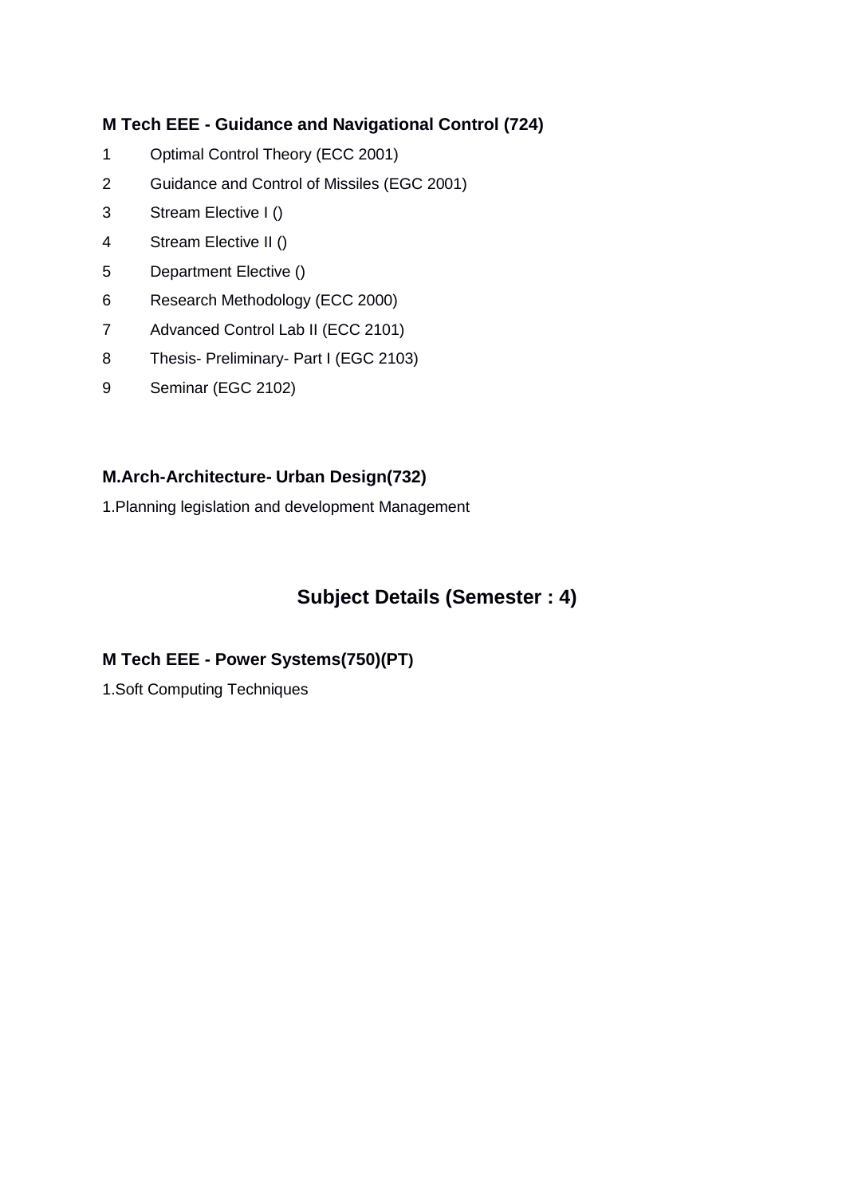### M Tech EEE - Guidance and Navigational Control (724)

1. Optimal Control Theory (ECC 2001)
2. Guidance and Control of Missiles (EGC 2001)
3. Stream Elective I ()
4. Stream Elective II ()
5. Department Elective ()
6. Research Methodology (ECC 2000)
7. Advanced Control Lab II (ECC 2101)
8. Thesis- Preliminary- Part I (EGC 2103)
9. Seminar (EGC 2102)

### M.Arch-Architecture- Urban Design(732)

1. Planning legislation and development Management

## Subject Details (Semester : 4)

### M Tech EEE - Power Systems(750)(PT)

1. Soft Computing Techniques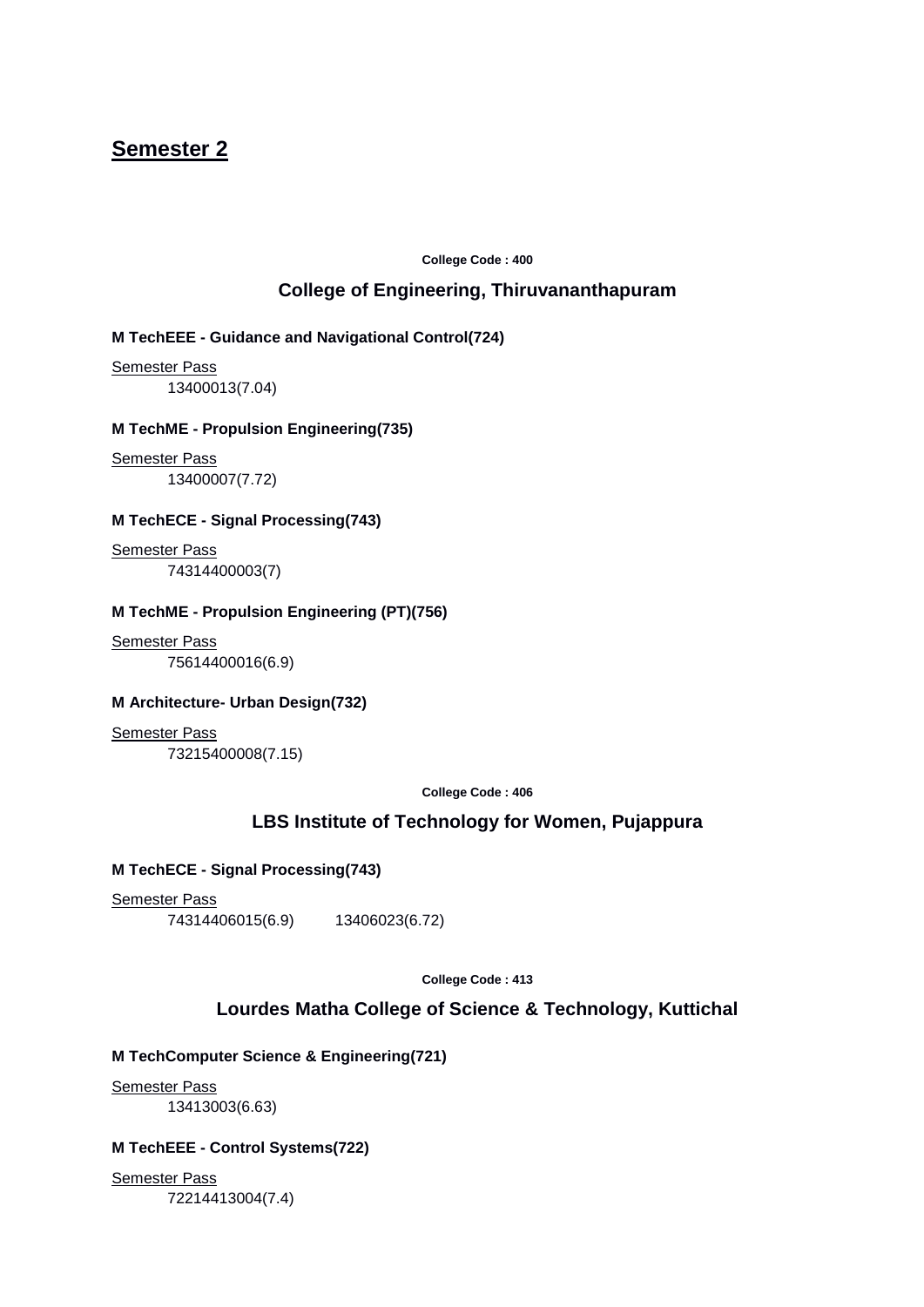## Semester 2

**College Code : 400**

### College of Engineering, Thiruvananthapuram

**M TechEEE - Guidance and Navigational Control(724)**

Semester Pass

13400013(7.04)

**M TechME - Propulsion Engineering(735)**

Semester Pass

13400007(7.72)

**M TechECE - Signal Processing(743)**

Semester Pass

74314400003(7)

**M TechME - Propulsion Engineering (PT)(756)**

Semester Pass

75614400016(6.9)

**M Architecture- Urban Design(732)**

Semester Pass

73215400008(7.15)

**College Code : 406**

### LBS Institute of Technology for Women, Pujappura

**M TechECE - Signal Processing(743)**

Semester Pass

74314406015(6.9) 13406023(6.72)

**College Code : 413**

### Lourdes Matha College of Science & Technology, Kuttichal

**M TechComputer Science & Engineering(721)**

Semester Pass

13413003(6.63)

**M TechEEE - Control Systems(722)**

Semester Pass

72214413004(7.4)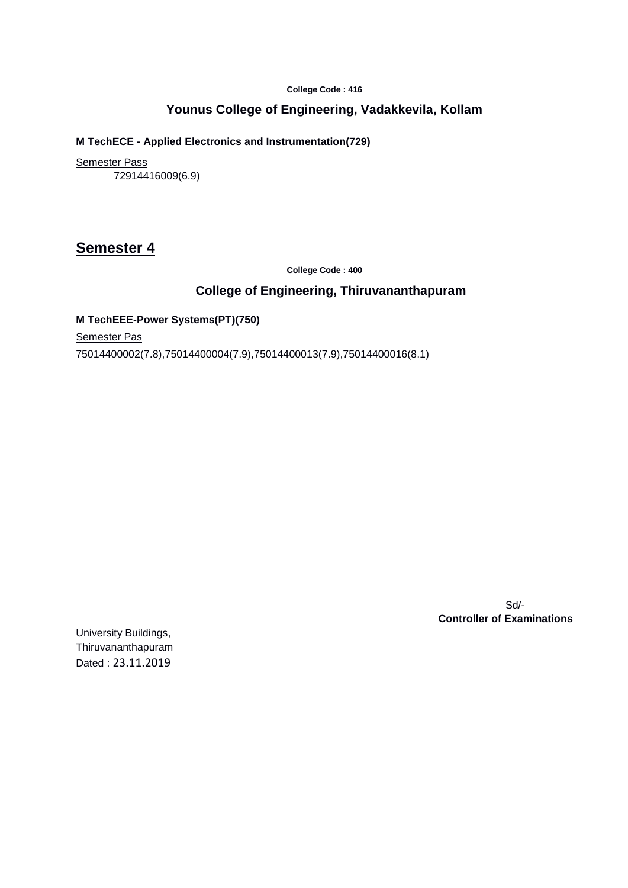College Code : 416

## Younus College of Engineering, Vadakkevila, Kollam

**M TechECE - Applied Electronics and Instrumentation(729)**

Semester Pass

72914416009(6.9)

# Semester 4

College Code : 400

## College of Engineering, Thiruvananthapuram

**M TechEEE-Power Systems(PT)(750)**

Semester Pas

75014400002(7.8),75014400004(7.9),75014400013(7.9),75014400016(8.1)

Sd/-

**Controller of Examinations**

University Buildings,
Thiruvananthapuram
Dated : 23.11.2019